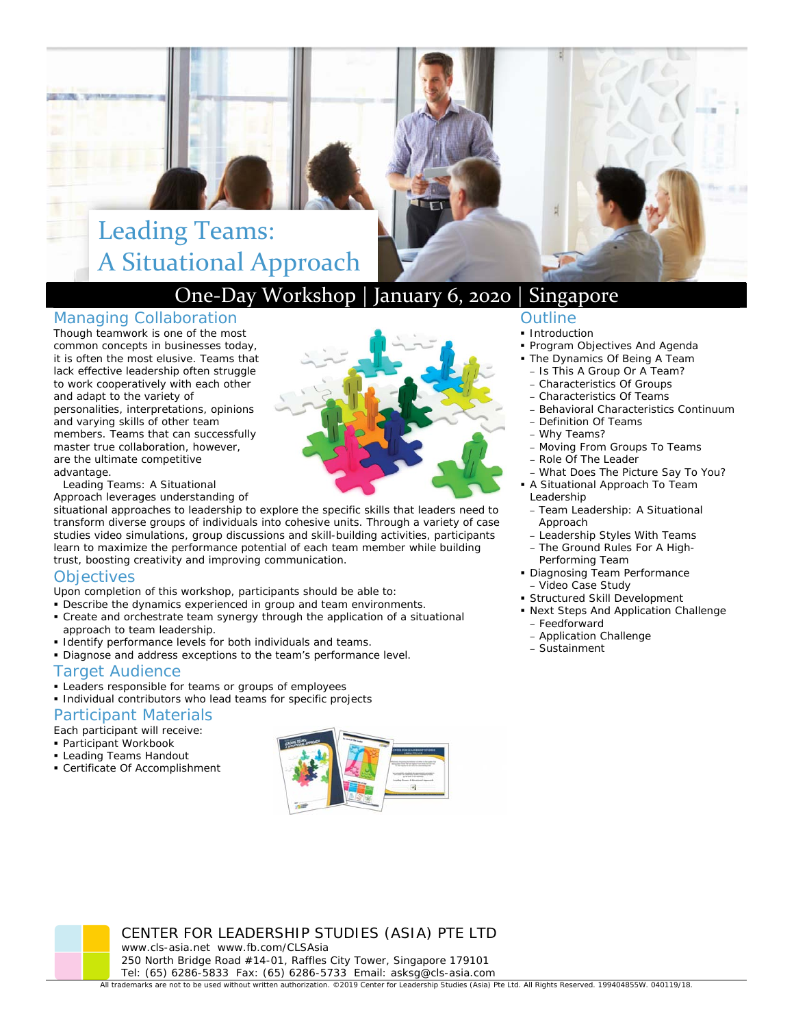# Leading Teams: A Situational Approach

## One-Day Workshop | January 6, 2020 | Singapore

## Managing Collaboration

Though teamwork is one of the most common concepts in businesses today, it is often the most elusive. Teams that lack effective leadership often struggle to work cooperatively with each other and adapt to the variety of personalities, interpretations, opinions and varying skills of other team members. Teams that can successfully master true collaboration, however, are the ultimate competitive advantage.

Leading Teams: A Situational Approach leverages understanding of situational approaches to leadership to explore the specific skills that leaders need to transform diverse groups of individuals into cohesive units. Through a variety of case studies video simulations, group discussions and skill-building activities, participants learn to maximize the performance potential of each team member while building trust, boosting creativity and improving communication.

## Objectives

Upon completion of this workshop, participants should be able to:

- Describe the dynamics experienced in group and team environments.
- Create and orchestrate team synergy through the application of a situational approach to team leadership.
- Identify performance levels for both individuals and teams.
- Diagnose and address exceptions to the team's performance level.

## Target Audience

- Leaders responsible for teams or groups of employees
- Individual contributors who lead teams for specific projects

## Participant Materials

Each participant will receive:

- Participant Workbook
- Leading Teams Handout
- Certificate Of Accomplishment

## Outline

- Introduction
- Program Objectives And Agenda
- The Dynamics Of Being A Team
  - Is This A Group Or A Team?
  - Characteristics Of Groups
  - Characteristics Of Teams
  - Behavioral Characteristics Continuum
  - Definition Of Teams
  - Why Teams?
  - Moving From Groups To Teams
  - Role Of The Leader
  - What Does The Picture Say To You?
- A Situational Approach To Team Leadership
  - Team Leadership: A Situational Approach
  - Leadership Styles With Teams
  - The Ground Rules For A High-Performing Team
- Diagnosing Team Performance
  - Video Case Study
- Structured Skill Development
- Next Steps And Application Challenge
  - Feedforward
  - Application Challenge
  - Sustainment

CENTER FOR LEADERSHIP STUDIES (ASIA) PTE LTD
www.cls-asia.net www.fb.com/CLSAsia
250 North Bridge Road #14-01, Raffles City Tower, Singapore 179101
Tel: (65) 6286-5833 Fax: (65) 6286-5733 Email: asksg@cls-asia.com

All trademarks are not to be used without written authorization. ©2019 Center for Leadership Studies (Asia) Pte Ltd. All Rights Reserved. 199404855W. 040119/18.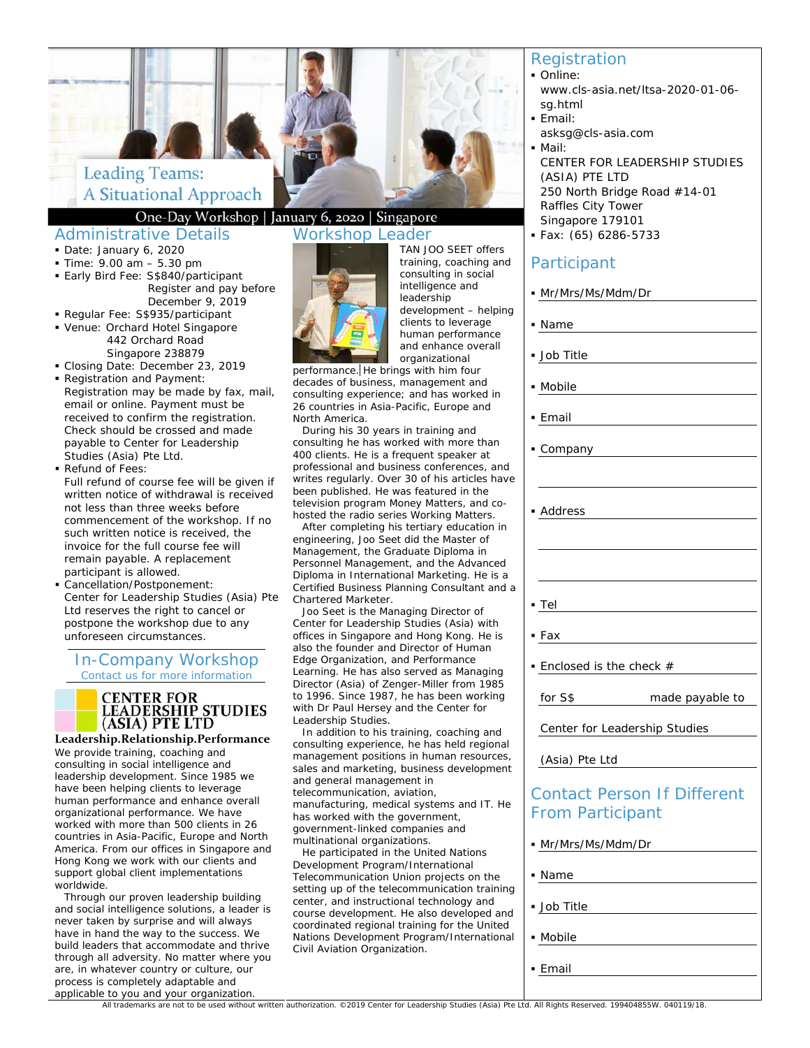# Leading Teams: A Situational Approach

One-Day Workshop | January 6, 2020 | Singapore

## Administrative Details

- Date: January 6, 2020
- Time: 9.00 am – 5.30 pm
- Early Bird Fee: S$840/participant
  Register and pay before December 9, 2019
- Regular Fee: S$935/participant
- Venue: Orchard Hotel Singapore
  442 Orchard Road
  Singapore 238879
- Closing Date: December 23, 2019
- Registration and Payment:
  Registration may be made by fax, mail, email or online. Payment must be received to confirm the registration. Check should be crossed and made payable to Center for Leadership Studies (Asia) Pte Ltd.
- Refund of Fees:
  Full refund of course fee will be given if written notice of withdrawal is received not less than three weeks before commencement of the workshop. If no such written notice is received, the invoice for the full course fee will remain payable. A replacement participant is allowed.
- Cancellation/Postponement:
  Center for Leadership Studies (Asia) Pte Ltd reserves the right to cancel or postpone the workshop due to any unforeseen circumstances.

## In-Company Workshop

Contact us for more information

**CENTER FOR LEADERSHIP STUDIES (ASIA) PTE LTD**

**Leadership.Relationship.Performance**

We provide training, coaching and consulting in social intelligence and leadership development. Since 1985 we have been helping clients to leverage human performance and enhance overall organizational performance. We have worked with more than 500 clients in 26 countries in Asia-Pacific, Europe and North America. From our offices in Singapore and Hong Kong we work with our clients and support global client implementations worldwide.

Through our proven leadership building and social intelligence solutions, a leader is never taken by surprise and will always have in hand the way to the success. We build leaders that accommodate and thrive through all adversity. No matter where you are, in whatever country or culture, our process is completely adaptable and applicable to you and your organization.

## Workshop Leader

TAN JOO SEET offers training, coaching and consulting in social intelligence and leadership development – helping clients to leverage human performance and enhance overall organizational performance. He brings with him four decades of business, management and consulting experience; and has worked in 26 countries in Asia-Pacific, Europe and North America.

During his 30 years in training and consulting he has worked with more than 400 clients. He is a frequent speaker at professional and business conferences, and writes regularly. Over 30 of his articles have been published. He was featured in the television program Money Matters, and co-hosted the radio series Working Matters.

After completing his tertiary education in engineering, Joo Seet did the Master of Management, the Graduate Diploma in Personnel Management, and the Advanced Diploma in International Marketing. He is a Certified Business Planning Consultant and a Chartered Marketer.

Joo Seet is the Managing Director of Center for Leadership Studies (Asia) with offices in Singapore and Hong Kong. He is also the founder and Director of Human Edge Organization, and Performance Learning. He has also served as Managing Director (Asia) of Zenger-Miller from 1985 to 1996. Since 1987, he has been working with Dr Paul Hersey and the Center for Leadership Studies.

In addition to his training, coaching and consulting experience, he has held regional management positions in human resources, sales and marketing, business development and general management in telecommunication, aviation, manufacturing, medical systems and IT. He has worked with the government, government-linked companies and multinational organizations.

He participated in the United Nations Development Program/International Telecommunication Union projects on the setting up of the telecommunication training center, and instructional technology and course development. He also developed and coordinated regional training for the United Nations Development Program/International Civil Aviation Organization.

## Registration

- Online:
  www.cls-asia.net/ltsa-2020-01-06-sg.html
- Email:
  asksg@cls-asia.com
- Mail:
  CENTER FOR LEADERSHIP STUDIES (ASIA) PTE LTD
  250 North Bridge Road #14-01
  Raffles City Tower
  Singapore 179101
- Fax: (65) 6286-5733

## Participant

- Mr/Mrs/Ms/Mdm/Dr
- Name
- Job Title
- Mobile
- Email
- Company
- Address
- Tel
- Fax
- Enclosed is the check #

  for S$ made payable to

  Center for Leadership Studies

  (Asia) Pte Ltd

## Contact Person If Different From Participant

- Mr/Mrs/Ms/Mdm/Dr
- Name
- Job Title
- Mobile
- Email

All trademarks are not to be used without written authorization. ©2019 Center for Leadership Studies (Asia) Pte Ltd. All Rights Reserved. 199404855W. 040119/18.